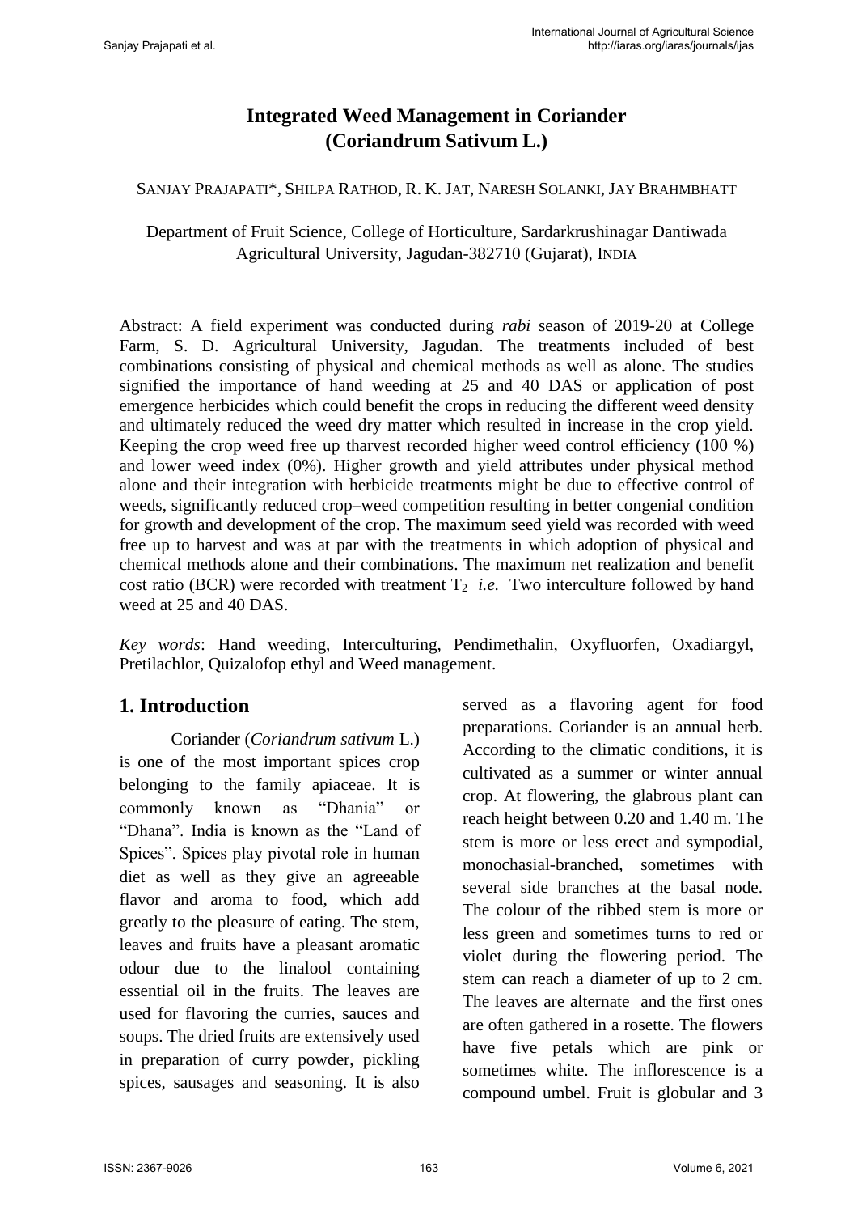# Integrated Weed Management in Coriander (Coriandrum Sativum L.)

SANJAY PRAJAPATI*, SHILPA RATHOD, R. K. JAT, NARESH SOLANKI, JAY BRAHMBHATT

Department of Fruit Science, College of Horticulture, Sardarkrushinagar Dantiwada Agricultural University, Jagudan-382710 (Gujarat), INDIA

Abstract: A field experiment was conducted during *rabi* season of 2019-20 at College Farm, S. D. Agricultural University, Jagudan. The treatments included of best combinations consisting of physical and chemical methods as well as alone. The studies signified the importance of hand weeding at 25 and 40 DAS or application of post emergence herbicides which could benefit the crops in reducing the different weed density and ultimately reduced the weed dry matter which resulted in increase in the crop yield. Keeping the crop weed free up tharvest recorded higher weed control efficiency (100 %) and lower weed index (0%). Higher growth and yield attributes under physical method alone and their integration with herbicide treatments might be due to effective control of weeds, significantly reduced crop–weed competition resulting in better congenial condition for growth and development of the crop. The maximum seed yield was recorded with weed free up to harvest and was at par with the treatments in which adoption of physical and chemical methods alone and their combinations. The maximum net realization and benefit cost ratio (BCR) were recorded with treatment $T_2$ *i.e.* Two interculture followed by hand weed at 25 and 40 DAS.

*Key words*: Hand weeding, Interculturing, Pendimethalin, Oxyfluorfen, Oxadiargyl, Pretilachlor, Quizalofop ethyl and Weed management.

## 1. Introduction

Coriander (*Coriandrum sativum* L.) is one of the most important spices crop belonging to the family apiaceae. It is commonly known as "Dhania" or "Dhana". India is known as the "Land of Spices". Spices play pivotal role in human diet as well as they give an agreeable flavor and aroma to food, which add greatly to the pleasure of eating. The stem, leaves and fruits have a pleasant aromatic odour due to the linalool containing essential oil in the fruits. The leaves are used for flavoring the curries, sauces and soups. The dried fruits are extensively used in preparation of curry powder, pickling spices, sausages and seasoning. It is also served as a flavoring agent for food preparations. Coriander is an annual herb. According to the climatic conditions, it is cultivated as a summer or winter annual crop. At flowering, the glabrous plant can reach height between 0.20 and 1.40 m. The stem is more or less erect and sympodial, monochasial-branched, sometimes with several side branches at the basal node. The colour of the ribbed stem is more or less green and sometimes turns to red or violet during the flowering period. The stem can reach a diameter of up to 2 cm. The leaves are alternate and the first ones are often gathered in a rosette. The flowers have five petals which are pink or sometimes white. The inflorescence is a compound umbel. Fruit is globular and 3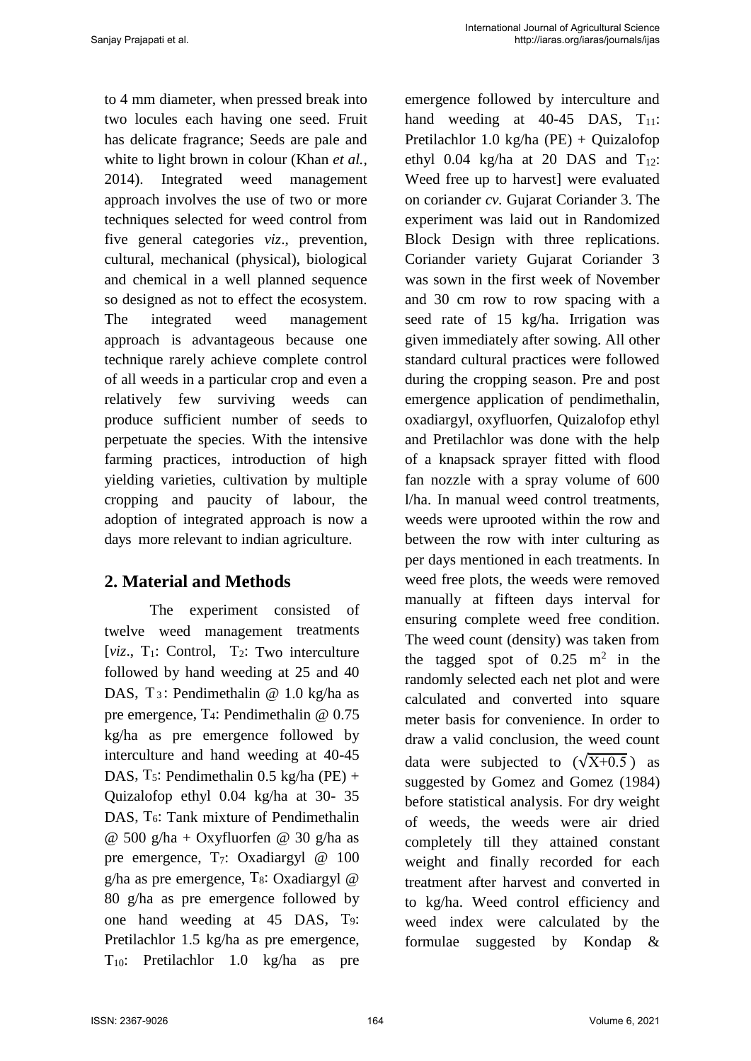to 4 mm diameter, when pressed break into two locules each having one seed. Fruit has delicate fragrance; Seeds are pale and white to light brown in colour (Khan *et al.,* 2014). Integrated weed management approach involves the use of two or more techniques selected for weed control from five general categories *viz*., prevention, cultural, mechanical (physical), biological and chemical in a well planned sequence so designed as not to effect the ecosystem. The integrated weed management approach is advantageous because one technique rarely achieve complete control of all weeds in a particular crop and even a relatively few surviving weeds can produce sufficient number of seeds to perpetuate the species. With the intensive farming practices, introduction of high yielding varieties, cultivation by multiple cropping and paucity of labour, the adoption of integrated approach is now a days more relevant to indian agriculture.

## 2. Material and Methods

The experiment consisted of twelve weed management treatments [*viz*., $T_1$: Control, $T_2$: Two interculture followed by hand weeding at 25 and 40 DAS, $T_3$: Pendimethalin @ 1.0 kg/ha as pre emergence, $T_4$: Pendimethalin @ 0.75 kg/ha as pre emergence followed by interculture and hand weeding at 40-45 DAS, $T_5$: Pendimethalin 0.5 kg/ha (PE) + Quizalofop ethyl 0.04 kg/ha at 30- 35 DAS, $T_6$: Tank mixture of Pendimethalin @ 500 g/ha + Oxyfluorfen @ 30 g/ha as pre emergence, $T_7$: Oxadiargyl @ 100 g/ha as pre emergence, $T_8$: Oxadiargyl @ 80 g/ha as pre emergence followed by one hand weeding at 45 DAS, $T_9$: Pretilachlor 1.5 kg/ha as pre emergence, $T_{10}$: Pretilachlor 1.0 kg/ha as pre emergence followed by interculture and hand weeding at 40-45 DAS, $T_{11}$: Pretilachlor 1.0 kg/ha (PE) + Quizalofop ethyl 0.04 kg/ha at 20 DAS and $T_{12}$: Weed free up to harvest] were evaluated on coriander *cv.* Gujarat Coriander 3. The experiment was laid out in Randomized Block Design with three replications. Coriander variety Gujarat Coriander 3 was sown in the first week of November and 30 cm row to row spacing with a seed rate of 15 kg/ha. Irrigation was given immediately after sowing. All other standard cultural practices were followed during the cropping season. Pre and post emergence application of pendimethalin, oxadiargyl, oxyfluorfen, Quizalofop ethyl and Pretilachlor was done with the help of a knapsack sprayer fitted with flood fan nozzle with a spray volume of 600 l/ha. In manual weed control treatments, weeds were uprooted within the row and between the row with inter culturing as per days mentioned in each treatments. In weed free plots, the weeds were removed manually at fifteen days interval for ensuring complete weed free condition. The weed count (density) was taken from the tagged spot of 0.25 $m^2$ in the randomly selected each net plot and were calculated and converted into square meter basis for convenience. In order to draw a valid conclusion, the weed count data were subjected to ($\sqrt{X+0.5}$) as suggested by Gomez and Gomez (1984) before statistical analysis. For dry weight of weeds, the weeds were air dried completely till they attained constant weight and finally recorded for each treatment after harvest and converted in to kg/ha. Weed control efficiency and weed index were calculated by the formulae suggested by Kondap &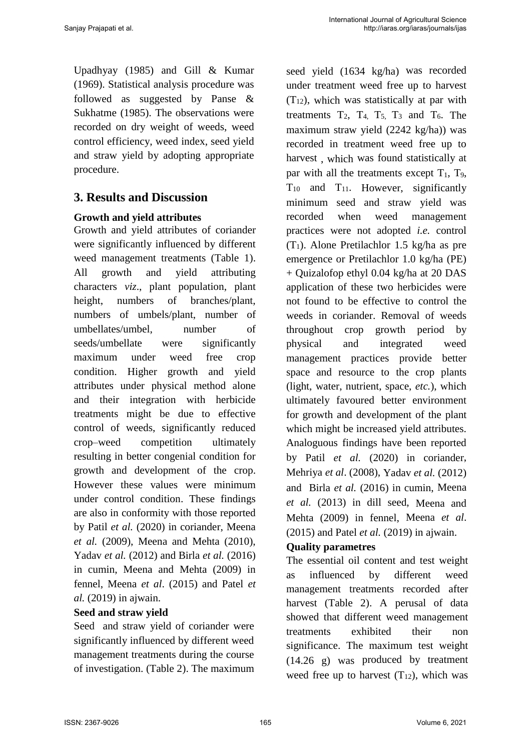Upadhyay (1985) and Gill & Kumar (1969). Statistical analysis procedure was followed as suggested by Panse & Sukhatme (1985). The observations were recorded on dry weight of weeds, weed control efficiency, weed index, seed yield and straw yield by adopting appropriate procedure.

## 3. Results and Discussion

### Growth and yield attributes

Growth and yield attributes of coriander were significantly influenced by different weed management treatments (Table 1). All growth and yield attributing characters *viz*., plant population, plant height, numbers of branches/plant, numbers of umbels/plant, number of umbellates/umbel, number of seeds/umbellate were significantly maximum under weed free crop condition. Higher growth and yield attributes under physical method alone and their integration with herbicide treatments might be due to effective control of weeds, significantly reduced crop–weed competition ultimately resulting in better congenial condition for growth and development of the crop. However these values were minimum under control condition. These findings are also in conformity with those reported by Patil *et al.* (2020) in coriander, Meena *et al.* (2009), Meena and Mehta (2010), Yadav *et al.* (2012) and Birla *et al.* (2016) in cumin, Meena and Mehta (2009) in fennel, Meena *et al*. (2015) and Patel *et al.* (2019) in ajwain.

### Seed and straw yield

Seed and straw yield of coriander were significantly influenced by different weed management treatments during the course of investigation. (Table 2). The maximum seed yield (1634 kg/ha) was recorded under treatment weed free up to harvest ($T_{12}$), which was statistically at par with treatments $T_2$, $T_4$, $T_5$, $T_3$ and $T_6$. The maximum straw yield (2242 kg/ha)) was recorded in treatment weed free up to harvest , which was found statistically at par with all the treatments except $T_1$, $T_9$, $T_{10}$ and $T_{11}$. However, significantly minimum seed and straw yield was recorded when weed management practices were not adopted *i.e.* control ($T_1$). Alone Pretilachlor 1.5 kg/ha as pre emergence or Pretilachlor 1.0 kg/ha (PE) + Quizalofop ethyl 0.04 kg/ha at 20 DAS application of these two herbicides were not found to be effective to control the weeds in coriander. Removal of weeds throughout crop growth period by physical and integrated weed management practices provide better space and resource to the crop plants (light, water, nutrient, space, *etc.*), which ultimately favoured better environment for growth and development of the plant which might be increased yield attributes. Analoguous findings have been reported by Patil *et al.* (2020) in coriander, Mehriya *et al*. (2008), Yadav *et al.* (2012) and Birla *et al.* (2016) in cumin, Meena *et al.* (2013) in dill seed, Meena and Mehta (2009) in fennel, Meena *et al*. (2015) and Patel *et al.* (2019) in ajwain.

### Quality parametres

The essential oil content and test weight as influenced by different weed management treatments recorded after harvest (Table 2). A perusal of data showed that different weed management treatments exhibited their non significance. The maximum test weight (14.26 g) was produced by treatment weed free up to harvest ($T_{12}$), which was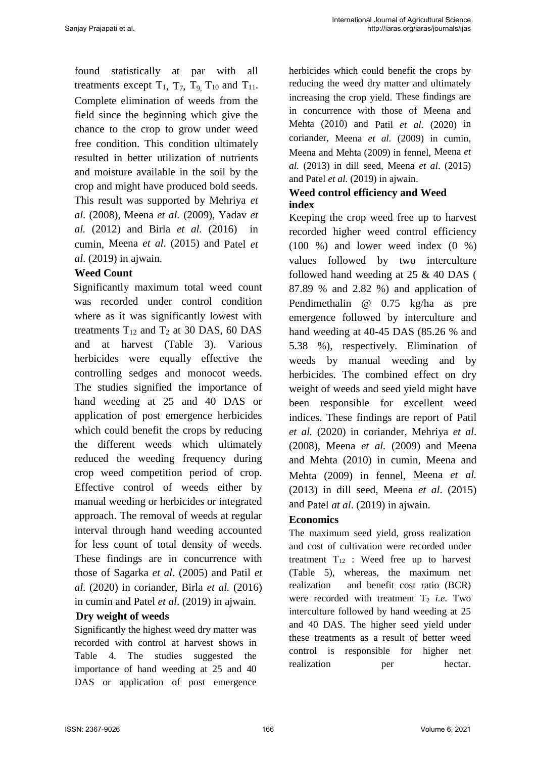found statistically at par with all treatments except $T_1$, $T_7$, $T_9$, $T_{10}$ and $T_{11}$. Complete elimination of weeds from the field since the beginning which give the chance to the crop to grow under weed free condition. This condition ultimately resulted in better utilization of nutrients and moisture available in the soil by the crop and might have produced bold seeds. This result was supported by Mehriya *et al*. (2008), Meena *et al.* (2009), Yadav *et al.* (2012) and Birla *et al.* (2016) in cumin, Meena *et al*. (2015) and Patel *et al*. (2019) in ajwain.

### Weed Count

Significantly maximum total weed count was recorded under control condition where as it was significantly lowest with treatments $T_{12}$ and $T_2$ at 30 DAS, 60 DAS and at harvest (Table 3). Various herbicides were equally effective the controlling sedges and monocot weeds. The studies signified the importance of hand weeding at 25 and 40 DAS or application of post emergence herbicides which could benefit the crops by reducing the different weeds which ultimately reduced the weeding frequency during crop weed competition period of crop. Effective control of weeds either by manual weeding or herbicides or integrated approach. The removal of weeds at regular interval through hand weeding accounted for less count of total density of weeds. These findings are in concurrence with those of Sagarka *et al*. (2005) and Patil *et al*. (2020) in coriander, Birla *et al.* (2016) in cumin and Patel *et al*. (2019) in ajwain.

### Dry weight of weeds

Significantly the highest weed dry matter was recorded with control at harvest shows in Table 4. The studies suggested the importance of hand weeding at 25 and 40 DAS or application of post emergence herbicides which could benefit the crops by reducing the weed dry matter and ultimately increasing the crop yield. These findings are in concurrence with those of Meena and Mehta (2010) and Patil *et al.* (2020) in coriander, Meena *et al.* (2009) in cumin, Meena and Mehta (2009) in fennel, Meena *et al.* (2013) in dill seed, Meena *et al*. (2015) and Patel *et al.* (2019) in ajwain.

### Weed control efficiency and Weed index

Keeping the crop weed free up to harvest recorded higher weed control efficiency (100 %) and lower weed index (0 %) values followed by two interculture followed hand weeding at 25 & 40 DAS ( 87.89 % and 2.82 %) and application of Pendimethalin @ 0.75 kg/ha as pre emergence followed by interculture and hand weeding at 40-45 DAS (85.26 % and 5.38 %), respectively. Elimination of weeds by manual weeding and by herbicides. The combined effect on dry weight of weeds and seed yield might have been responsible for excellent weed indices. These findings are report of Patil *et al.* (2020) in coriander, Mehriya *et al*. (2008), Meena *et al.* (2009) and Meena and Mehta (2010) in cumin, Meena and Mehta (2009) in fennel, Meena *et al.* (2013) in dill seed, Meena *et al*. (2015) and Patel *at al*. (2019) in ajwain.

### Economics

The maximum seed yield, gross realization and cost of cultivation were recorded under treatment $T_{12}$ : Weed free up to harvest (Table 5), whereas, the maximum net realization and benefit cost ratio (BCR) were recorded with treatment $T_2$ *i.e.* Two interculture followed by hand weeding at 25 and 40 DAS. The higher seed yield under these treatments as a result of better weed control is responsible for higher net realization per hectar.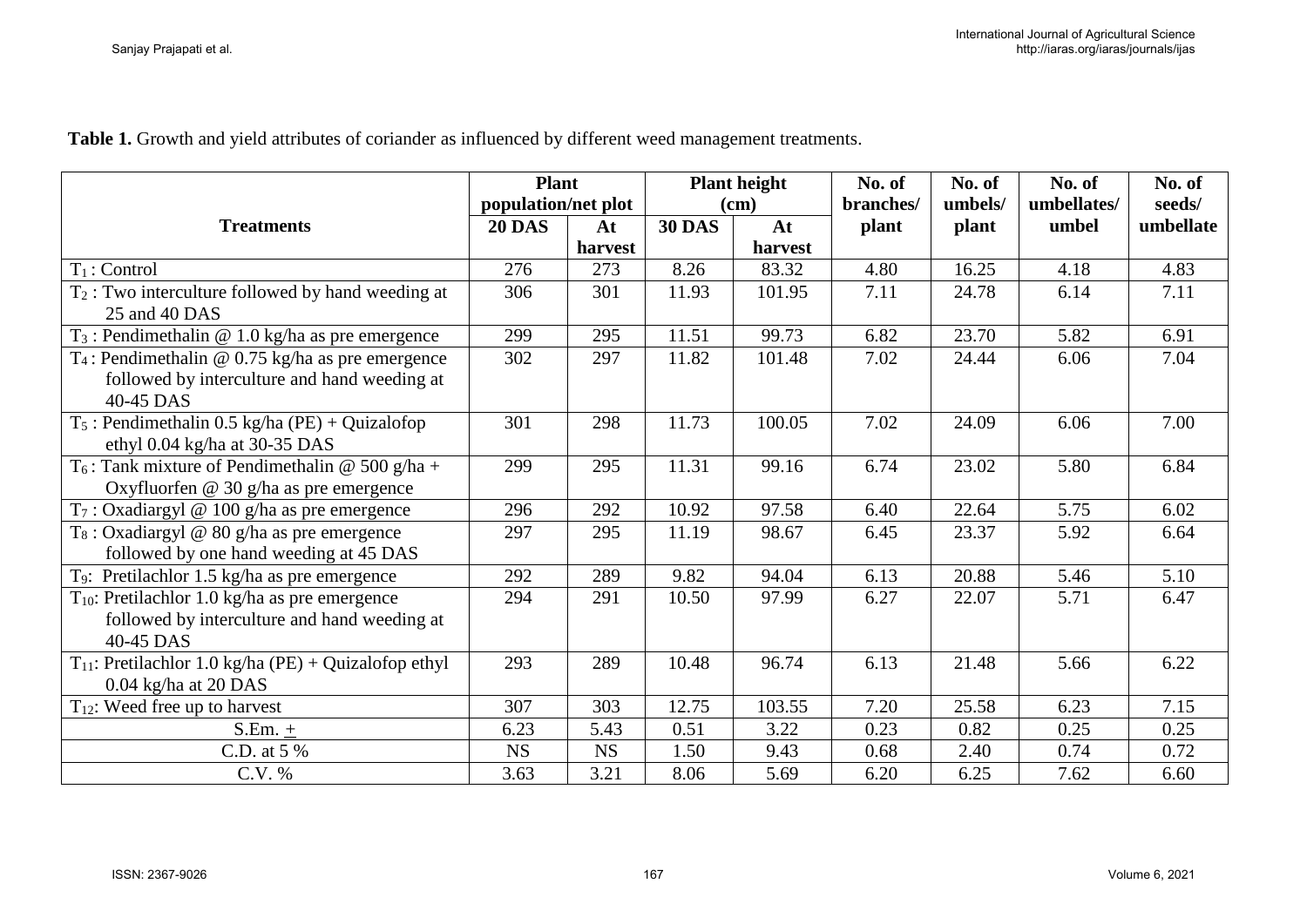**Table 1.** Growth and yield attributes of coriander as influenced by different weed management treatments.

| Treatments | Plant population/net plot | | Plant height (cm) | | No. of branches/ plant | No. of umbels/ plant | No. of umbellates/ umbel | No. of seeds/ umbellate |
|---|---|---|---|---|---|---|---|---|
| | 20 DAS | At harvest | 30 DAS | At harvest | | | | |
| $T_1$ : Control | 276 | 273 | 8.26 | 83.32 | 4.80 | 16.25 | 4.18 | 4.83 |
| $T_2$ : Two interculture followed by hand weeding at 25 and 40 DAS | 306 | 301 | 11.93 | 101.95 | 7.11 | 24.78 | 6.14 | 7.11 |
| $T_3$ : Pendimethalin @ 1.0 kg/ha as pre emergence | 299 | 295 | 11.51 | 99.73 | 6.82 | 23.70 | 5.82 | 6.91 |
| $T_4$ : Pendimethalin @ 0.75 kg/ha as pre emergence followed by interculture and hand weeding at 40-45 DAS | 302 | 297 | 11.82 | 101.48 | 7.02 | 24.44 | 6.06 | 7.04 |
| $T_5$ : Pendimethalin 0.5 kg/ha (PE) + Quizalofop ethyl 0.04 kg/ha at 30-35 DAS | 301 | 298 | 11.73 | 100.05 | 7.02 | 24.09 | 6.06 | 7.00 |
| $T_6$ : Tank mixture of Pendimethalin @ 500 g/ha + Oxyfluorfen @ 30 g/ha as pre emergence | 299 | 295 | 11.31 | 99.16 | 6.74 | 23.02 | 5.80 | 6.84 |
| $T_7$ : Oxadiargyl @ 100 g/ha as pre emergence | 296 | 292 | 10.92 | 97.58 | 6.40 | 22.64 | 5.75 | 6.02 |
| $T_8$ : Oxadiargyl @ 80 g/ha as pre emergence followed by one hand weeding at 45 DAS | 297 | 295 | 11.19 | 98.67 | 6.45 | 23.37 | 5.92 | 6.64 |
| $T_9$: Pretilachlor 1.5 kg/ha as pre emergence | 292 | 289 | 9.82 | 94.04 | 6.13 | 20.88 | 5.46 | 5.10 |
| $T_{10}$: Pretilachlor 1.0 kg/ha as pre emergence followed by interculture and hand weeding at 40-45 DAS | 294 | 291 | 10.50 | 97.99 | 6.27 | 22.07 | 5.71 | 6.47 |
| $T_{11}$: Pretilachlor 1.0 kg/ha (PE) + Quizalofop ethyl 0.04 kg/ha at 20 DAS | 293 | 289 | 10.48 | 96.74 | 6.13 | 21.48 | 5.66 | 6.22 |
| $T_{12}$: Weed free up to harvest | 307 | 303 | 12.75 | 103.55 | 7.20 | 25.58 | 6.23 | 7.15 |
| S.Em. $\pm$ | 6.23 | 5.43 | 0.51 | 3.22 | 0.23 | 0.82 | 0.25 | 0.25 |
| C.D. at 5 % | NS | NS | 1.50 | 9.43 | 0.68 | 2.40 | 0.74 | 0.72 |
| C.V. % | 3.63 | 3.21 | 8.06 | 5.69 | 6.20 | 6.25 | 7.62 | 6.60 |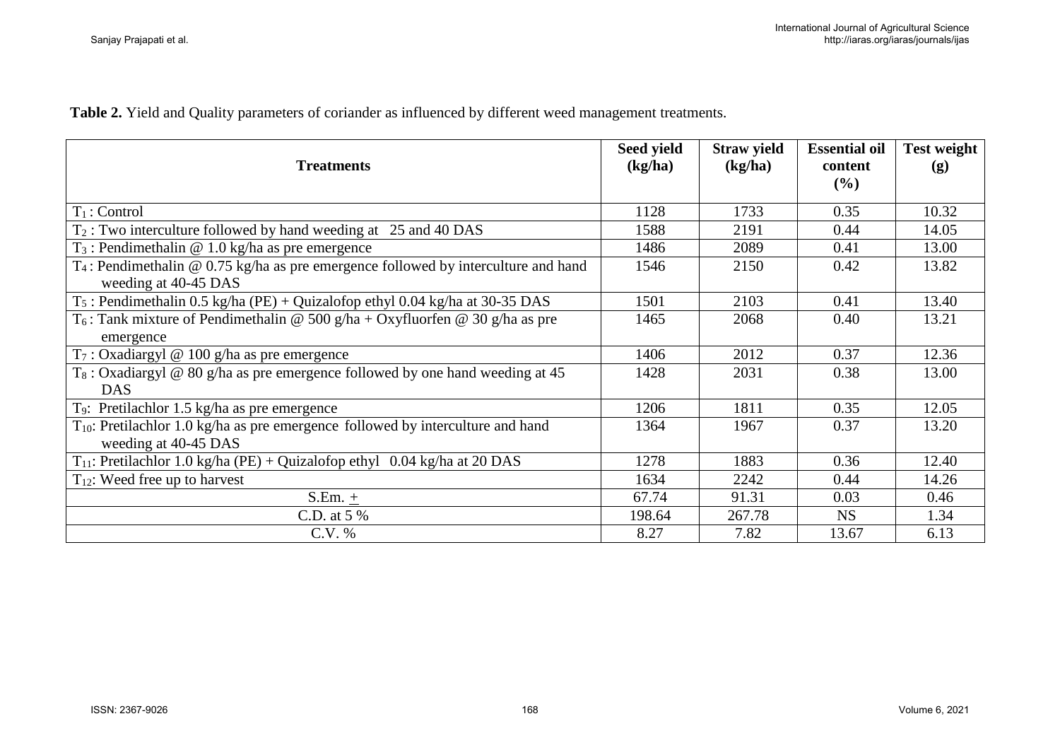**Table 2.** Yield and Quality parameters of coriander as influenced by different weed management treatments.

| Treatments | Seed yield (kg/ha) | Straw yield (kg/ha) | Essential oil content (%) | Test weight (g) |
|---|---|---|---|---|
| $T_1$ : Control | 1128 | 1733 | 0.35 | 10.32 |
| $T_2$ : Two interculture followed by hand weeding at 25 and 40 DAS | 1588 | 2191 | 0.44 | 14.05 |
| $T_3$ : Pendimethalin @ 1.0 kg/ha as pre emergence | 1486 | 2089 | 0.41 | 13.00 |
| $T_4$ : Pendimethalin @ 0.75 kg/ha as pre emergence followed by interculture and hand weeding at 40-45 DAS | 1546 | 2150 | 0.42 | 13.82 |
| $T_5$ : Pendimethalin 0.5 kg/ha (PE) + Quizalofop ethyl 0.04 kg/ha at 30-35 DAS | 1501 | 2103 | 0.41 | 13.40 |
| $T_6$ : Tank mixture of Pendimethalin @ 500 g/ha + Oxyfluorfen @ 30 g/ha as pre emergence | 1465 | 2068 | 0.40 | 13.21 |
| $T_7$ : Oxadiargyl @ 100 g/ha as pre emergence | 1406 | 2012 | 0.37 | 12.36 |
| $T_8$ : Oxadiargyl @ 80 g/ha as pre emergence followed by one hand weeding at 45 DAS | 1428 | 2031 | 0.38 | 13.00 |
| $T_9$: Pretilachlor 1.5 kg/ha as pre emergence | 1206 | 1811 | 0.35 | 12.05 |
| $T_{10}$: Pretilachlor 1.0 kg/ha as pre emergence followed by interculture and hand weeding at 40-45 DAS | 1364 | 1967 | 0.37 | 13.20 |
| $T_{11}$: Pretilachlor 1.0 kg/ha (PE) + Quizalofop ethyl 0.04 kg/ha at 20 DAS | 1278 | 1883 | 0.36 | 12.40 |
| $T_{12}$: Weed free up to harvest | 1634 | 2242 | 0.44 | 14.26 |
| S.Em. $\pm$ | 67.74 | 91.31 | 0.03 | 0.46 |
| C.D. at 5 % | 198.64 | 267.78 | NS | 1.34 |
| C.V. % | 8.27 | 7.82 | 13.67 | 6.13 |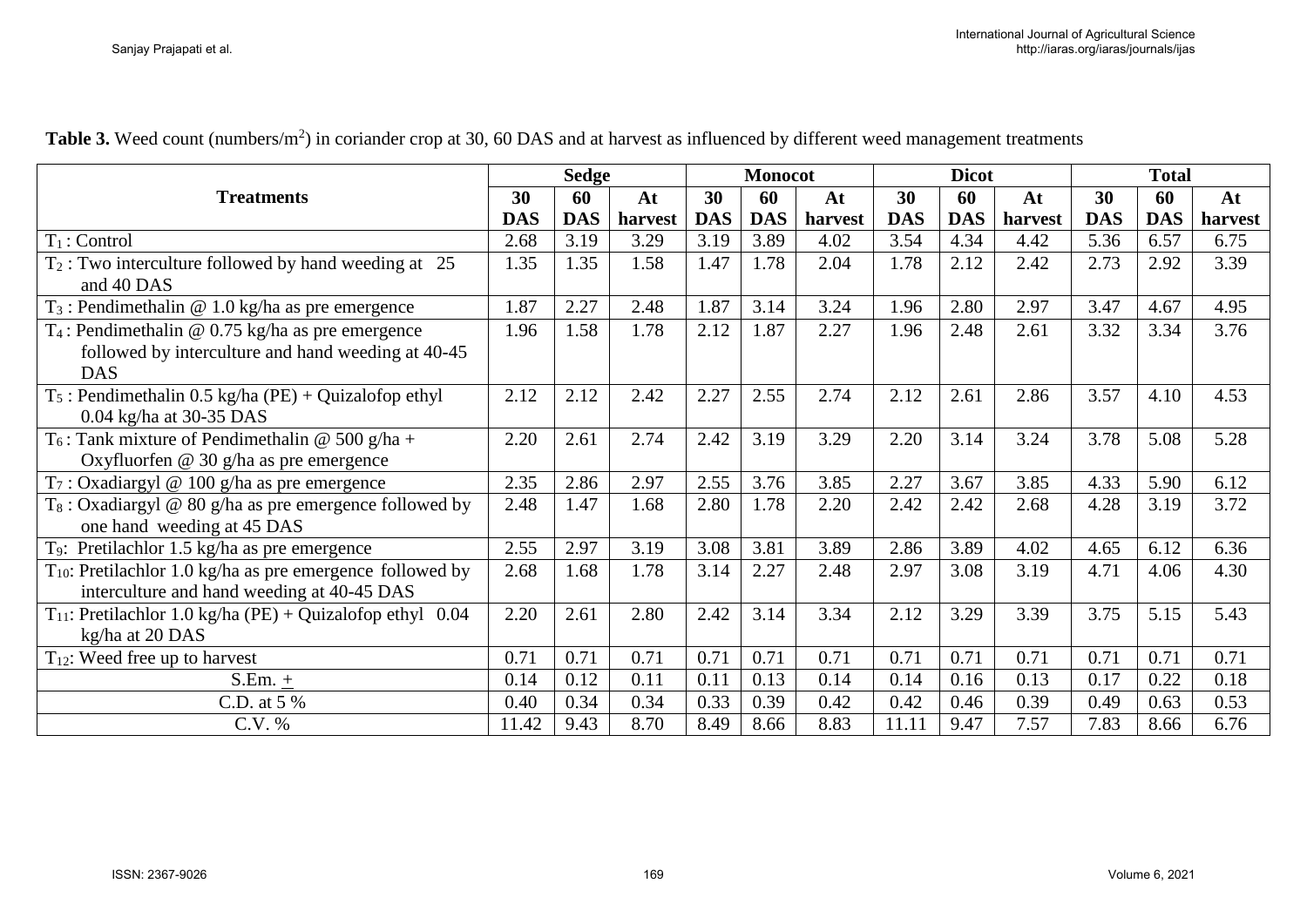**Table 3.** Weed count (numbers/m$^2$) in coriander crop at 30, 60 DAS and at harvest as influenced by different weed management treatments

| Treatments | Sedge | | | Monocot | | | Dicot | | | Total | | |
|---|---|---|---|---|---|---|---|---|---|---|---|---|
| | 30 DAS | 60 DAS | At harvest | 30 DAS | 60 DAS | At harvest | 30 DAS | 60 DAS | At harvest | 30 DAS | 60 DAS | At harvest |
| $T_1$ : Control | 2.68 | 3.19 | 3.29 | 3.19 | 3.89 | 4.02 | 3.54 | 4.34 | 4.42 | 5.36 | 6.57 | 6.75 |
| $T_2$ : Two interculture followed by hand weeding at 25 and 40 DAS | 1.35 | 1.35 | 1.58 | 1.47 | 1.78 | 2.04 | 1.78 | 2.12 | 2.42 | 2.73 | 2.92 | 3.39 |
| $T_3$ : Pendimethalin @ 1.0 kg/ha as pre emergence | 1.87 | 2.27 | 2.48 | 1.87 | 3.14 | 3.24 | 1.96 | 2.80 | 2.97 | 3.47 | 4.67 | 4.95 |
| $T_4$ : Pendimethalin @ 0.75 kg/ha as pre emergence followed by interculture and hand weeding at 40-45 DAS | 1.96 | 1.58 | 1.78 | 2.12 | 1.87 | 2.27 | 1.96 | 2.48 | 2.61 | 3.32 | 3.34 | 3.76 |
| $T_5$ : Pendimethalin 0.5 kg/ha (PE) + Quizalofop ethyl 0.04 kg/ha at 30-35 DAS | 2.12 | 2.12 | 2.42 | 2.27 | 2.55 | 2.74 | 2.12 | 2.61 | 2.86 | 3.57 | 4.10 | 4.53 |
| $T_6$ : Tank mixture of Pendimethalin @ 500 g/ha + Oxyfluorfen @ 30 g/ha as pre emergence | 2.20 | 2.61 | 2.74 | 2.42 | 3.19 | 3.29 | 2.20 | 3.14 | 3.24 | 3.78 | 5.08 | 5.28 |
| $T_7$ : Oxadiargyl @ 100 g/ha as pre emergence | 2.35 | 2.86 | 2.97 | 2.55 | 3.76 | 3.85 | 2.27 | 3.67 | 3.85 | 4.33 | 5.90 | 6.12 |
| $T_8$ : Oxadiargyl @ 80 g/ha as pre emergence followed by one hand weeding at 45 DAS | 2.48 | 1.47 | 1.68 | 2.80 | 1.78 | 2.20 | 2.42 | 2.42 | 2.68 | 4.28 | 3.19 | 3.72 |
| $T_9$: Pretilachlor 1.5 kg/ha as pre emergence | 2.55 | 2.97 | 3.19 | 3.08 | 3.81 | 3.89 | 2.86 | 3.89 | 4.02 | 4.65 | 6.12 | 6.36 |
| $T_{10}$: Pretilachlor 1.0 kg/ha as pre emergence followed by interculture and hand weeding at 40-45 DAS | 2.68 | 1.68 | 1.78 | 3.14 | 2.27 | 2.48 | 2.97 | 3.08 | 3.19 | 4.71 | 4.06 | 4.30 |
| $T_{11}$: Pretilachlor 1.0 kg/ha (PE) + Quizalofop ethyl 0.04 kg/ha at 20 DAS | 2.20 | 2.61 | 2.80 | 2.42 | 3.14 | 3.34 | 2.12 | 3.29 | 3.39 | 3.75 | 5.15 | 5.43 |
| $T_{12}$: Weed free up to harvest | 0.71 | 0.71 | 0.71 | 0.71 | 0.71 | 0.71 | 0.71 | 0.71 | 0.71 | 0.71 | 0.71 | 0.71 |
| S.Em. $\pm$ | 0.14 | 0.12 | 0.11 | 0.11 | 0.13 | 0.14 | 0.14 | 0.16 | 0.13 | 0.17 | 0.22 | 0.18 |
| C.D. at 5 % | 0.40 | 0.34 | 0.34 | 0.33 | 0.39 | 0.42 | 0.42 | 0.46 | 0.39 | 0.49 | 0.63 | 0.53 |
| C.V. % | 11.42 | 9.43 | 8.70 | 8.49 | 8.66 | 8.83 | 11.11 | 9.47 | 7.57 | 7.83 | 8.66 | 6.76 |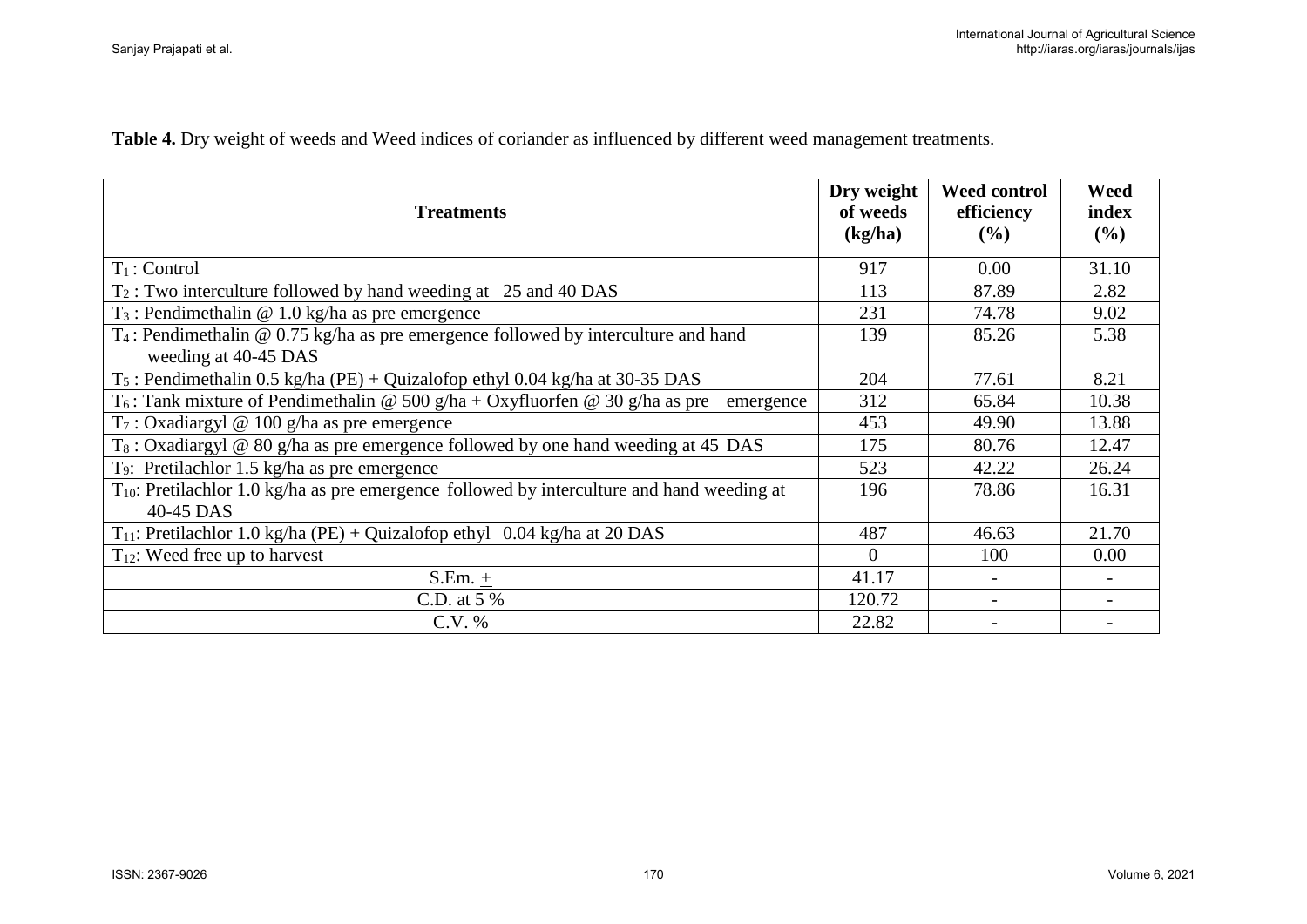**Table 4.** Dry weight of weeds and Weed indices of coriander as influenced by different weed management treatments.

| Treatments | Dry weight of weeds (kg/ha) | Weed control efficiency (%) | Weed index (%) |
|---|---|---|---|
| $T_1$ : Control | 917 | 0.00 | 31.10 |
| $T_2$ : Two interculture followed by hand weeding at 25 and 40 DAS | 113 | 87.89 | 2.82 |
| $T_3$ : Pendimethalin @ 1.0 kg/ha as pre emergence | 231 | 74.78 | 9.02 |
| $T_4$ : Pendimethalin @ 0.75 kg/ha as pre emergence followed by interculture and hand weeding at 40-45 DAS | 139 | 85.26 | 5.38 |
| $T_5$ : Pendimethalin 0.5 kg/ha (PE) + Quizalofop ethyl 0.04 kg/ha at 30-35 DAS | 204 | 77.61 | 8.21 |
| $T_6$ : Tank mixture of Pendimethalin @ 500 g/ha + Oxyfluorfen @ 30 g/ha as pre emergence | 312 | 65.84 | 10.38 |
| $T_7$ : Oxadiargyl @ 100 g/ha as pre emergence | 453 | 49.90 | 13.88 |
| $T_8$ : Oxadiargyl @ 80 g/ha as pre emergence followed by one hand weeding at 45 DAS | 175 | 80.76 | 12.47 |
| $T_9$: Pretilachlor 1.5 kg/ha as pre emergence | 523 | 42.22 | 26.24 |
| $T_{10}$: Pretilachlor 1.0 kg/ha as pre emergence followed by interculture and hand weeding at 40-45 DAS | 196 | 78.86 | 16.31 |
| $T_{11}$: Pretilachlor 1.0 kg/ha (PE) + Quizalofop ethyl 0.04 kg/ha at 20 DAS | 487 | 46.63 | 21.70 |
| $T_{12}$: Weed free up to harvest | 0 | 100 | 0.00 |
| S.Em. $\pm$ | 41.17 | - | - |
| C.D. at 5 % | 120.72 | - | - |
| C.V. % | 22.82 | - | - |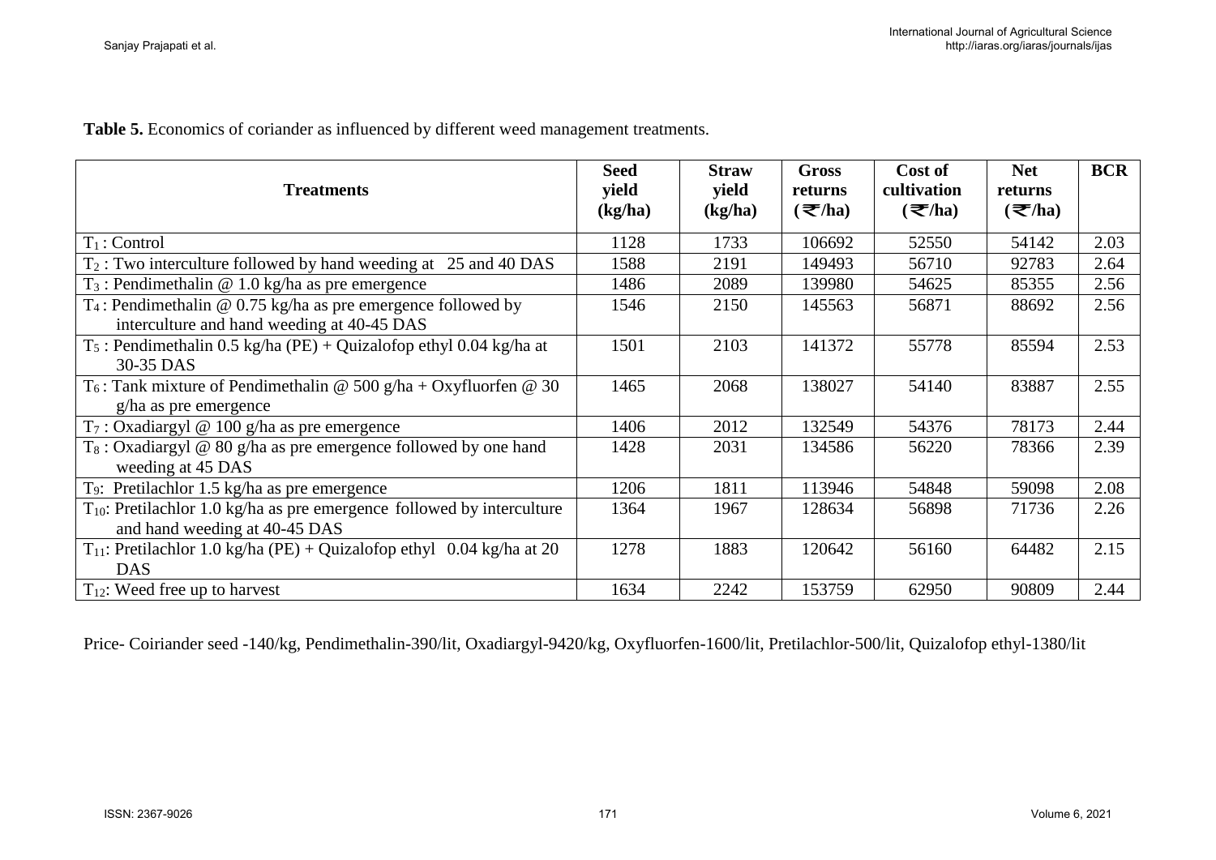**Table 5.** Economics of coriander as influenced by different weed management treatments.

| Treatments | Seed yield (kg/ha) | Straw yield (kg/ha) | Gross returns (₹/ha) | Cost of cultivation (₹/ha) | Net returns (₹/ha) | BCR |
|---|---|---|---|---|---|---|
| $T_1$ : Control | 1128 | 1733 | 106692 | 52550 | 54142 | 2.03 |
| $T_2$ : Two interculture followed by hand weeding at 25 and 40 DAS | 1588 | 2191 | 149493 | 56710 | 92783 | 2.64 |
| $T_3$ : Pendimethalin @ 1.0 kg/ha as pre emergence | 1486 | 2089 | 139980 | 54625 | 85355 | 2.56 |
| $T_4$ : Pendimethalin @ 0.75 kg/ha as pre emergence followed by interculture and hand weeding at 40-45 DAS | 1546 | 2150 | 145563 | 56871 | 88692 | 2.56 |
| $T_5$ : Pendimethalin 0.5 kg/ha (PE) + Quizalofop ethyl 0.04 kg/ha at 30-35 DAS | 1501 | 2103 | 141372 | 55778 | 85594 | 2.53 |
| $T_6$ : Tank mixture of Pendimethalin @ 500 g/ha + Oxyfluorfen @ 30 g/ha as pre emergence | 1465 | 2068 | 138027 | 54140 | 83887 | 2.55 |
| $T_7$ : Oxadiargyl @ 100 g/ha as pre emergence | 1406 | 2012 | 132549 | 54376 | 78173 | 2.44 |
| $T_8$ : Oxadiargyl @ 80 g/ha as pre emergence followed by one hand weeding at 45 DAS | 1428 | 2031 | 134586 | 56220 | 78366 | 2.39 |
| $T_9$: Pretilachlor 1.5 kg/ha as pre emergence | 1206 | 1811 | 113946 | 54848 | 59098 | 2.08 |
| $T_{10}$: Pretilachlor 1.0 kg/ha as pre emergence followed by interculture and hand weeding at 40-45 DAS | 1364 | 1967 | 128634 | 56898 | 71736 | 2.26 |
| $T_{11}$: Pretilachlor 1.0 kg/ha (PE) + Quizalofop ethyl 0.04 kg/ha at 20 DAS | 1278 | 1883 | 120642 | 56160 | 64482 | 2.15 |
| $T_{12}$: Weed free up to harvest | 1634 | 2242 | 153759 | 62950 | 90809 | 2.44 |

Price- Coiriander seed -140/kg, Pendimethalin-390/lit, Oxadiargyl-9420/kg, Oxyfluorfen-1600/lit, Pretilachlor-500/lit, Quizalofop ethyl-1380/lit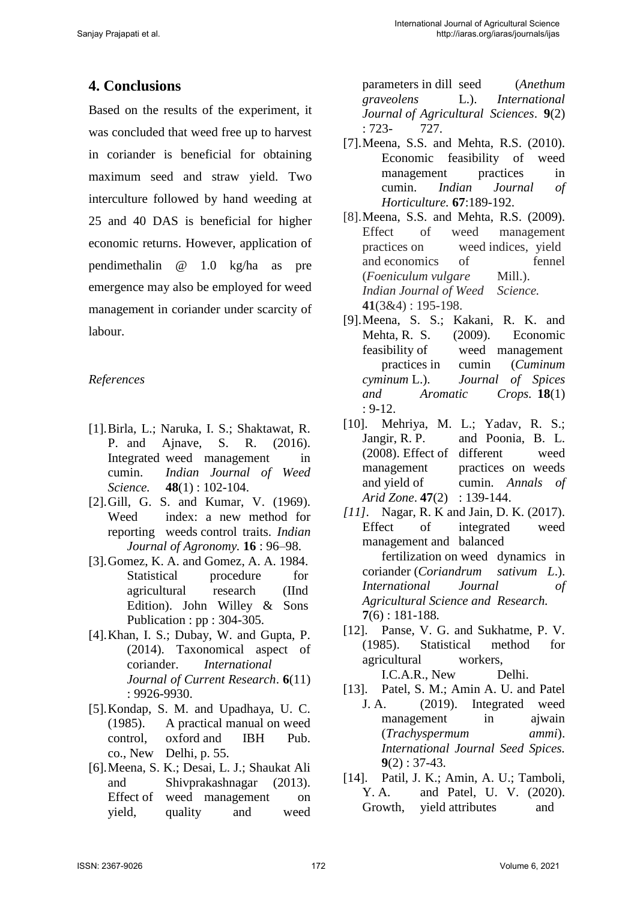## 4. Conclusions

Based on the results of the experiment, it was concluded that weed free up to harvest in coriander is beneficial for obtaining maximum seed and straw yield. Two interculture followed by hand weeding at 25 and 40 DAS is beneficial for higher economic returns. However, application of pendimethalin @ 1.0 kg/ha as pre emergence may also be employed for weed management in coriander under scarcity of labour.

*References*

[1]. Birla, L.; Naruka, I. S.; Shaktawat, R. P. and Ajnave, S. R. (2016). Integrated weed management in cumin. *Indian Journal of Weed Science.* **48**(1) : 102-104.

[2]. Gill, G. S. and Kumar, V. (1969). Weed index: a new method for reporting weeds control traits. *Indian Journal of Agronomy.* **16** : 96–98.

[3]. Gomez, K. A. and Gomez, A. A. 1984. Statistical procedure for agricultural research (IInd Edition). John Willey & Sons Publication : pp : 304-305.

[4]. Khan, I. S.; Dubay, W. and Gupta, P. (2014). Taxonomical aspect of coriander. *International Journal of Current Research*. **6**(11) : 9926-9930.

[5]. Kondap, S. M. and Upadhaya, U. C. (1985). A practical manual on weed control, oxford and IBH Pub. co., New Delhi, p. 55.

[6]. Meena, S. K.; Desai, L. J.; Shaukat Ali and Shivprakashnagar (2013). Effect of weed management on yield, quality and weed parameters in dill seed (*Anethum graveolens* L.). *International Journal of Agricultural Sciences*. **9**(2) : 723- 727.

[7]. Meena, S.S. and Mehta, R.S. (2010). Economic feasibility of weed management practices in cumin. *Indian Journal of Horticulture.* **67**:189-192.

[8]. Meena, S.S. and Mehta, R.S. (2009). Effect of weed management practices on weed indices, yield and economics of fennel (*Foeniculum vulgare* Mill.). *Indian Journal of Weed Science.* **41**(3&4) : 195-198.

[9]. Meena, S. S.; Kakani, R. K. and Mehta, R. S. (2009). Economic feasibility of weed management practices in cumin (*Cuminum cyminum* L.). *Journal of Spices and Aromatic Crops.* **18**(1) : 9-12.

[10]. Mehriya, M. L.; Yadav, R. S.; Jangir, R. P. and Poonia, B. L. (2008). Effect of different weed management practices on weeds and yield of cumin. *Annals of Arid Zone*. **47**(2) : 139-144.

*[11]*. Nagar, R. K and Jain, D. K. (2017). Effect of integrated weed management and balanced fertilization on weed dynamics in coriander (*Coriandrum sativum L*.). *International Journal of Agricultural Science and Research.* **7**(6) : 181-188.

[12]. Panse, V. G. and Sukhatme, P. V. (1985). Statistical method for agricultural workers, I.C.A.R., New Delhi.

[13]. Patel, S. M.; Amin A. U. and Patel J. A. (2019). Integrated weed management in ajwain (*Trachyspermum ammi*). *International Journal Seed Spices.* **9**(2) : 37-43.

[14]. Patil, J. K.; Amin, A. U.; Tamboli, Y. A. and Patel, U. V. (2020). Growth, yield attributes and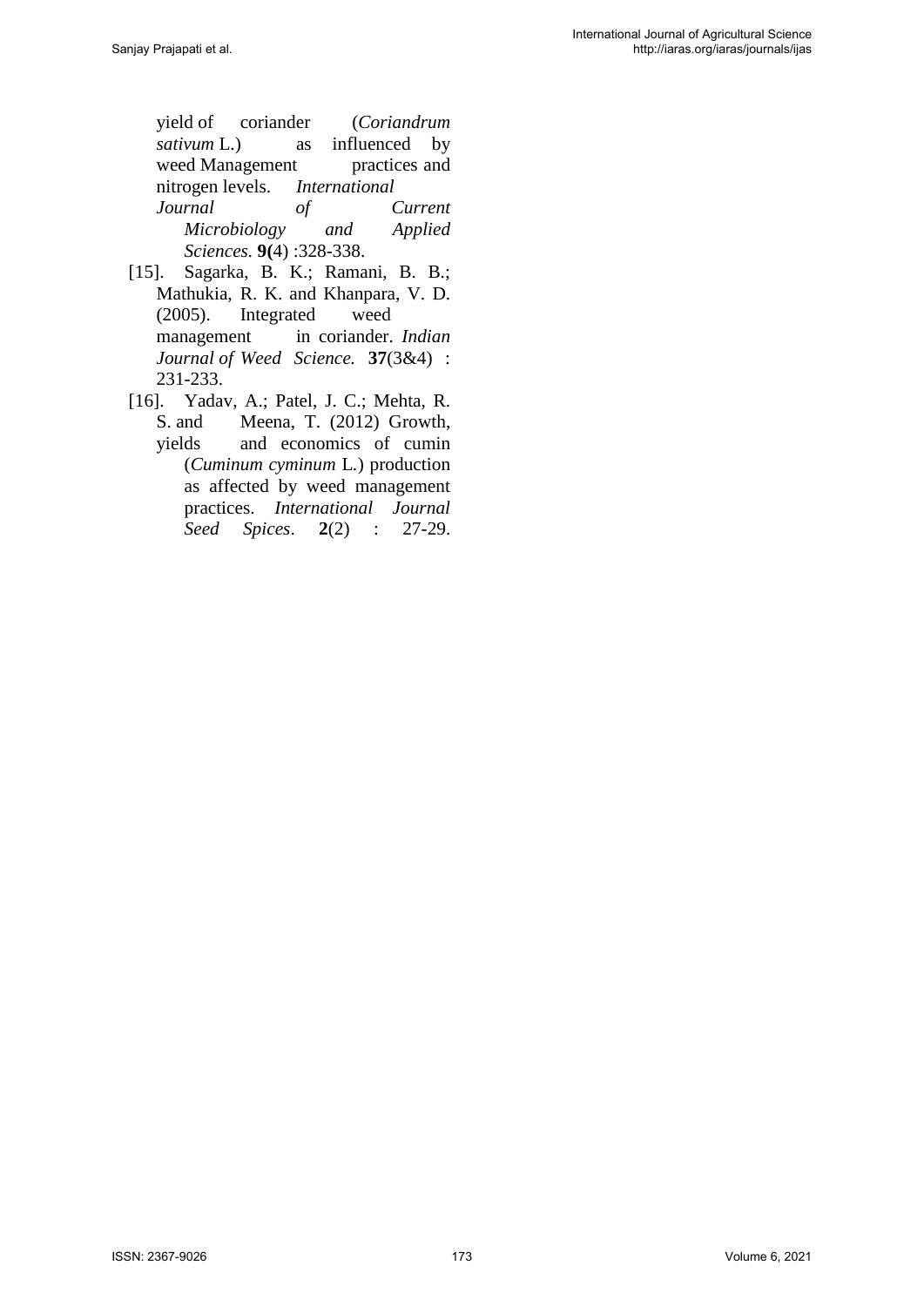yield of coriander (*Coriandrum sativum* L.) as influenced by weed Management practices and nitrogen levels. *International Journal of Current Microbiology and Applied Sciences.* **9(**4) :328-338.

[15]. Sagarka, B. K.; Ramani, B. B.; Mathukia, R. K. and Khanpara, V. D. (2005). Integrated weed management in coriander. *Indian Journal of Weed Science.* **37**(3&4) : 231-233.

[16]. Yadav, A.; Patel, J. C.; Mehta, R. S. and Meena, T. (2012) Growth, yields and economics of cumin (*Cuminum cyminum* L.) production as affected by weed management practices. *International Journal Seed Spices*. **2**(2) : 27-29.